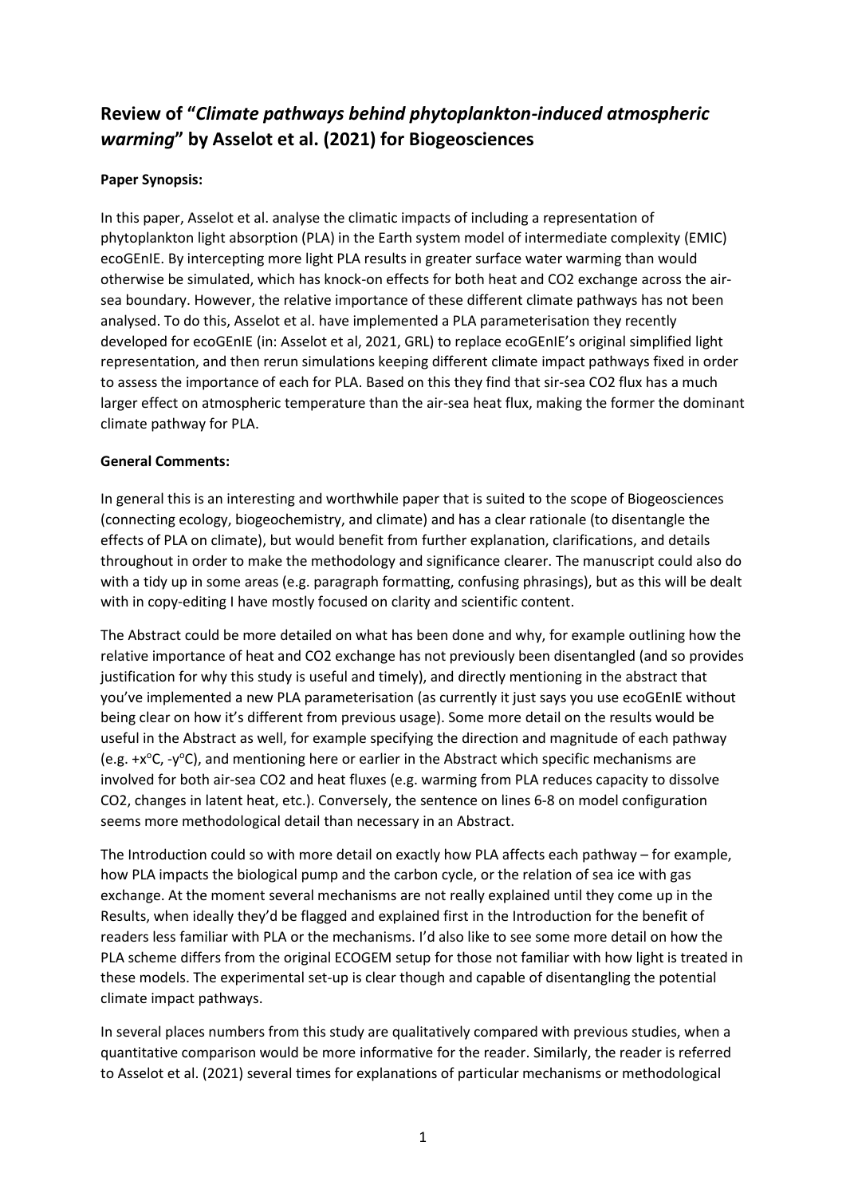# Review of "*Climate pathways behind phytoplankton-induced atmospheric warming*" by Asselot et al. (2021) for Biogeosciences

**Paper Synopsis:**

In this paper, Asselot et al. analyse the climatic impacts of including a representation of phytoplankton light absorption (PLA) in the Earth system model of intermediate complexity (EMIC) ecoGEnIE. By intercepting more light PLA results in greater surface water warming than would otherwise be simulated, which has knock-on effects for both heat and CO2 exchange across the air-sea boundary. However, the relative importance of these different climate pathways has not been analysed. To do this, Asselot et al. have implemented a PLA parameterisation they recently developed for ecoGEnIE (in: Asselot et al, 2021, GRL) to replace ecoGEnIE's original simplified light representation, and then rerun simulations keeping different climate impact pathways fixed in order to assess the importance of each for PLA. Based on this they find that sir-sea CO2 flux has a much larger effect on atmospheric temperature than the air-sea heat flux, making the former the dominant climate pathway for PLA.

**General Comments:**

In general this is an interesting and worthwhile paper that is suited to the scope of Biogeosciences (connecting ecology, biogeochemistry, and climate) and has a clear rationale (to disentangle the effects of PLA on climate), but would benefit from further explanation, clarifications, and details throughout in order to make the methodology and significance clearer. The manuscript could also do with a tidy up in some areas (e.g. paragraph formatting, confusing phrasings), but as this will be dealt with in copy-editing I have mostly focused on clarity and scientific content.

The Abstract could be more detailed on what has been done and why, for example outlining how the relative importance of heat and CO2 exchange has not previously been disentangled (and so provides justification for why this study is useful and timely), and directly mentioning in the abstract that you've implemented a new PLA parameterisation (as currently it just says you use ecoGEnIE without being clear on how it's different from previous usage). Some more detail on the results would be useful in the Abstract as well, for example specifying the direction and magnitude of each pathway (e.g. +x$^o$C, -y$^o$C), and mentioning here or earlier in the Abstract which specific mechanisms are involved for both air-sea CO2 and heat fluxes (e.g. warming from PLA reduces capacity to dissolve CO2, changes in latent heat, etc.). Conversely, the sentence on lines 6-8 on model configuration seems more methodological detail than necessary in an Abstract.

The Introduction could so with more detail on exactly how PLA affects each pathway – for example, how PLA impacts the biological pump and the carbon cycle, or the relation of sea ice with gas exchange. At the moment several mechanisms are not really explained until they come up in the Results, when ideally they'd be flagged and explained first in the Introduction for the benefit of readers less familiar with PLA or the mechanisms. I'd also like to see some more detail on how the PLA scheme differs from the original ECOGEM setup for those not familiar with how light is treated in these models. The experimental set-up is clear though and capable of disentangling the potential climate impact pathways.

In several places numbers from this study are qualitatively compared with previous studies, when a quantitative comparison would be more informative for the reader. Similarly, the reader is referred to Asselot et al. (2021) several times for explanations of particular mechanisms or methodological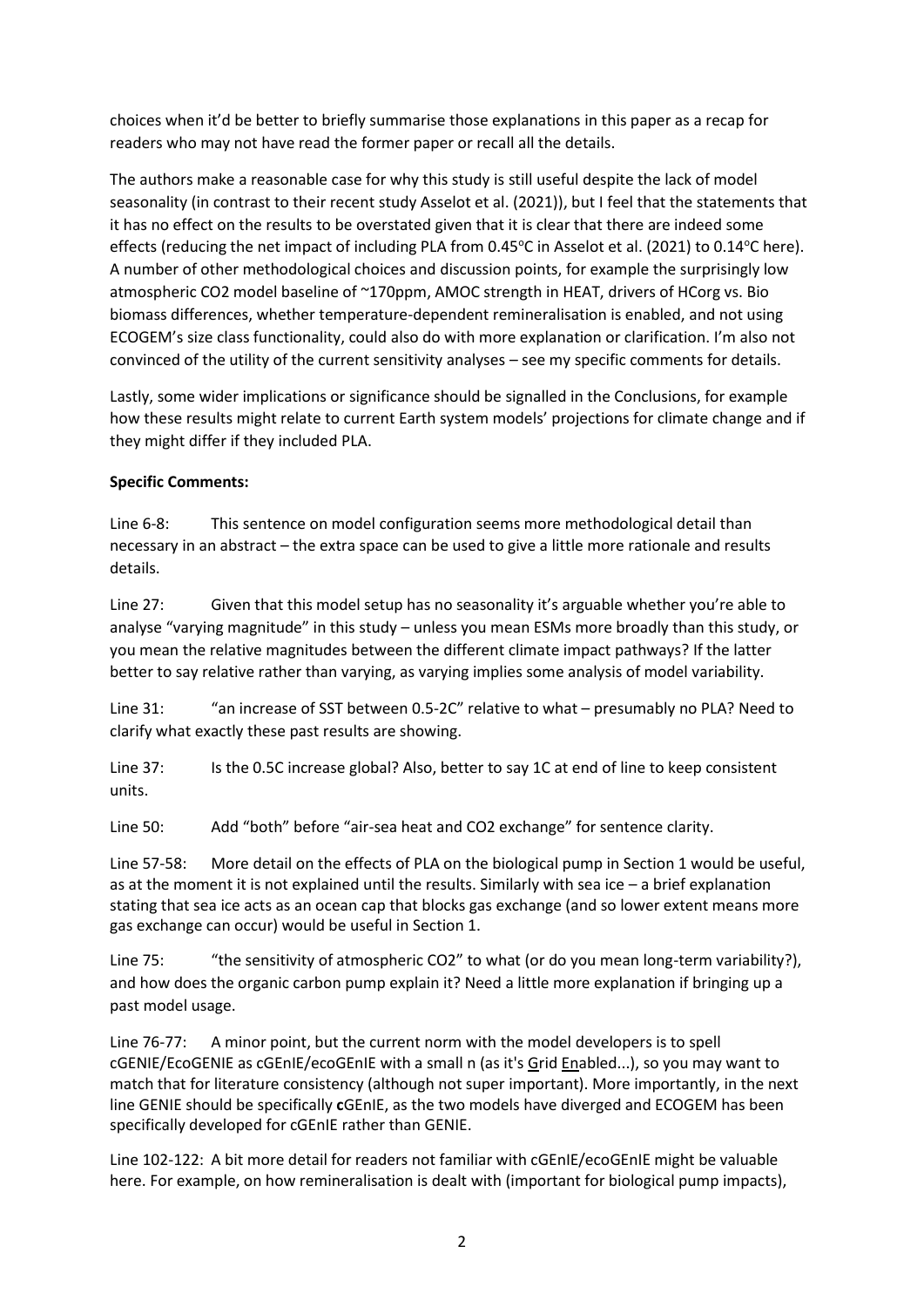choices when it'd be better to briefly summarise those explanations in this paper as a recap for readers who may not have read the former paper or recall all the details.

The authors make a reasonable case for why this study is still useful despite the lack of model seasonality (in contrast to their recent study Asselot et al. (2021)), but I feel that the statements that it has no effect on the results to be overstated given that it is clear that there are indeed some effects (reducing the net impact of including PLA from 0.45°C in Asselot et al. (2021) to 0.14°C here). A number of other methodological choices and discussion points, for example the surprisingly low atmospheric CO2 model baseline of ~170ppm, AMOC strength in HEAT, drivers of HCorg vs. Bio biomass differences, whether temperature-dependent remineralisation is enabled, and not using ECOGEM's size class functionality, could also do with more explanation or clarification. I'm also not convinced of the utility of the current sensitivity analyses – see my specific comments for details.

Lastly, some wider implications or significance should be signalled in the Conclusions, for example how these results might relate to current Earth system models' projections for climate change and if they might differ if they included PLA.

**Specific Comments:**

Line 6-8: This sentence on model configuration seems more methodological detail than necessary in an abstract – the extra space can be used to give a little more rationale and results details.

Line 27: Given that this model setup has no seasonality it's arguable whether you're able to analyse "varying magnitude" in this study – unless you mean ESMs more broadly than this study, or you mean the relative magnitudes between the different climate impact pathways? If the latter better to say relative rather than varying, as varying implies some analysis of model variability.

Line 31: "an increase of SST between 0.5-2C" relative to what – presumably no PLA? Need to clarify what exactly these past results are showing.

Line 37: Is the 0.5C increase global? Also, better to say 1C at end of line to keep consistent units.

Line 50: Add "both" before "air-sea heat and CO2 exchange" for sentence clarity.

Line 57-58: More detail on the effects of PLA on the biological pump in Section 1 would be useful, as at the moment it is not explained until the results. Similarly with sea ice – a brief explanation stating that sea ice acts as an ocean cap that blocks gas exchange (and so lower extent means more gas exchange can occur) would be useful in Section 1.

Line 75: "the sensitivity of atmospheric CO2" to what (or do you mean long-term variability?), and how does the organic carbon pump explain it? Need a little more explanation if bringing up a past model usage.

Line 76-77: A minor point, but the current norm with the model developers is to spell cGENIE/EcoGENIE as cGEnIE/ecoGEnIE with a small n (as it's Grid Enabled...), so you may want to match that for literature consistency (although not super important). More importantly, in the next line GENIE should be specifically **c**GEnIE, as the two models have diverged and ECOGEM has been specifically developed for cGEnIE rather than GENIE.

Line 102-122: A bit more detail for readers not familiar with cGEnIE/ecoGEnIE might be valuable here. For example, on how remineralisation is dealt with (important for biological pump impacts),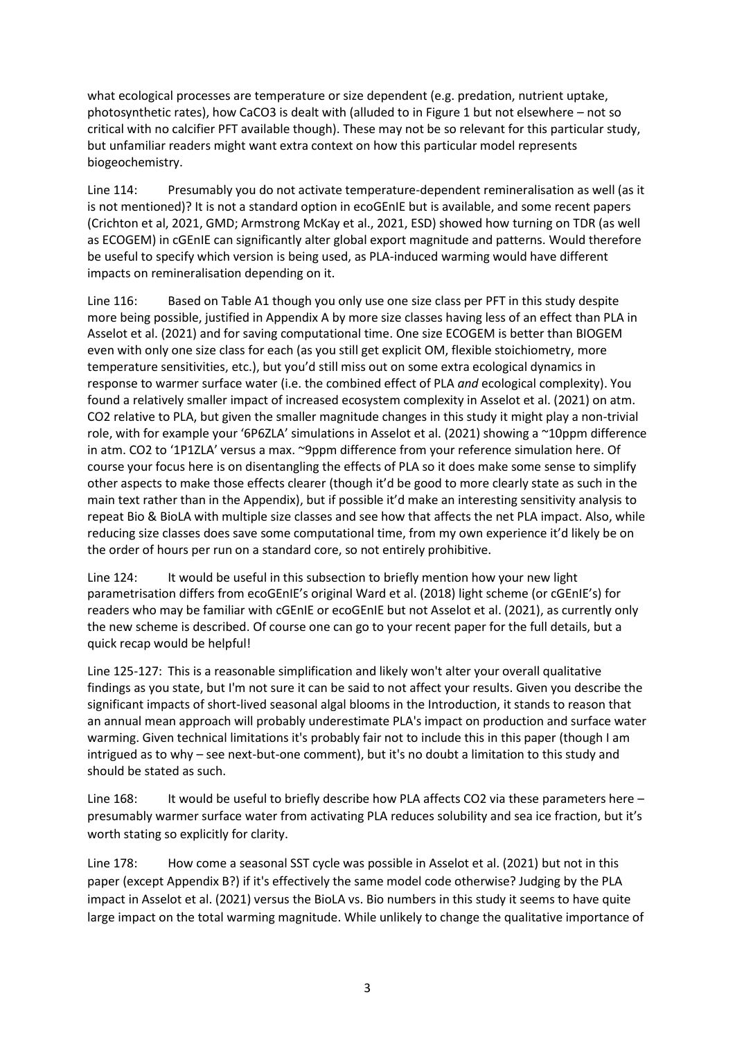what ecological processes are temperature or size dependent (e.g. predation, nutrient uptake, photosynthetic rates), how $CaCO_3$ is dealt with (alluded to in Figure 1 but not elsewhere – not so critical with no calcifier PFT available though). These may not be so relevant for this particular study, but unfamiliar readers might want extra context on how this particular model represents biogeochemistry.

Line 114: Presumably you do not activate temperature-dependent remineralisation as well (as it is not mentioned)? It is not a standard option in ecoGEnIE but is available, and some recent papers (Crichton et al, 2021, GMD; Armstrong McKay et al., 2021, ESD) showed how turning on TDR (as well as ECOGEM) in cGEnIE can significantly alter global export magnitude and patterns. Would therefore be useful to specify which version is being used, as PLA-induced warming would have different impacts on remineralisation depending on it.

Line 116: Based on Table A1 though you only use one size class per PFT in this study despite more being possible, justified in Appendix A by more size classes having less of an effect than PLA in Asselot et al. (2021) and for saving computational time. One size ECOGEM is better than BIOGEM even with only one size class for each (as you still get explicit OM, flexible stoichiometry, more temperature sensitivities, etc.), but you'd still miss out on some extra ecological dynamics in response to warmer surface water (i.e. the combined effect of PLA *and* ecological complexity). You found a relatively smaller impact of increased ecosystem complexity in Asselot et al. (2021) on atm. $CO_2$ relative to PLA, but given the smaller magnitude changes in this study it might play a non-trivial role, with for example your '6P6ZLA' simulations in Asselot et al. (2021) showing a ~10ppm difference in atm. $CO_2$ to '1P1ZLA' versus a max. ~9ppm difference from your reference simulation here. Of course your focus here is on disentangling the effects of PLA so it does make some sense to simplify other aspects to make those effects clearer (though it'd be good to more clearly state as such in the main text rather than in the Appendix), but if possible it'd make an interesting sensitivity analysis to repeat Bio & BioLA with multiple size classes and see how that affects the net PLA impact. Also, while reducing size classes does save some computational time, from my own experience it'd likely be on the order of hours per run on a standard core, so not entirely prohibitive.

Line 124: It would be useful in this subsection to briefly mention how your new light parametrisation differs from ecoGEnIE's original Ward et al. (2018) light scheme (or cGEnIE's) for readers who may be familiar with cGEnIE or ecoGEnIE but not Asselot et al. (2021), as currently only the new scheme is described. Of course one can go to your recent paper for the full details, but a quick recap would be helpful!

Line 125-127: This is a reasonable simplification and likely won't alter your overall qualitative findings as you state, but I'm not sure it can be said to not affect your results. Given you describe the significant impacts of short-lived seasonal algal blooms in the Introduction, it stands to reason that an annual mean approach will probably underestimate PLA's impact on production and surface water warming. Given technical limitations it's probably fair not to include this in this paper (though I am intrigued as to why – see next-but-one comment), but it's no doubt a limitation to this study and should be stated as such.

Line 168: It would be useful to briefly describe how PLA affects $CO_2$ via these parameters here – presumably warmer surface water from activating PLA reduces solubility and sea ice fraction, but it's worth stating so explicitly for clarity.

Line 178: How come a seasonal SST cycle was possible in Asselot et al. (2021) but not in this paper (except Appendix B?) if it's effectively the same model code otherwise? Judging by the PLA impact in Asselot et al. (2021) versus the BioLA vs. Bio numbers in this study it seems to have quite large impact on the total warming magnitude. While unlikely to change the qualitative importance of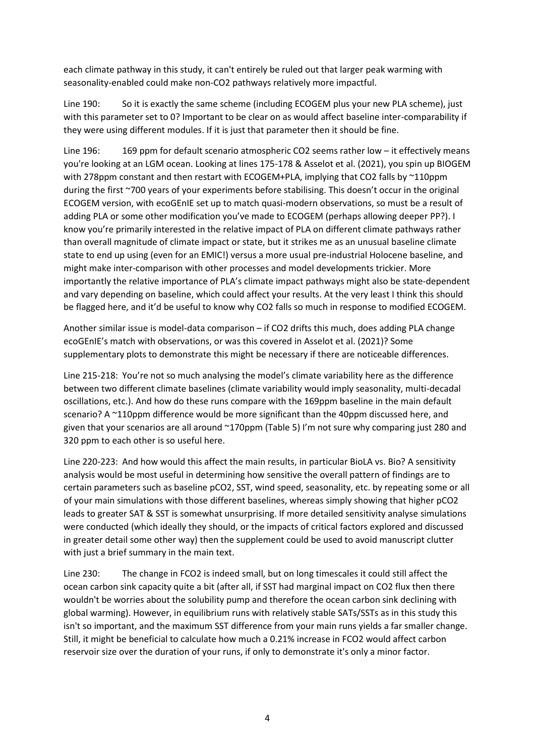each climate pathway in this study, it can't entirely be ruled out that larger peak warming with seasonality-enabled could make non-$CO_2$ pathways relatively more impactful.

Line 190: So it is exactly the same scheme (including ECOGEM plus your new PLA scheme), just with this parameter set to 0? Important to be clear on as would affect baseline inter-comparability if they were using different modules. If it is just that parameter then it should be fine.

Line 196: 169 ppm for default scenario atmospheric $CO_2$ seems rather low – it effectively means you're looking at an LGM ocean. Looking at lines 175-178 & Asselot et al. (2021), you spin up BIOGEM with 278ppm constant and then restart with ECOGEM+PLA, implying that $CO_2$ falls by ~110ppm during the first ~700 years of your experiments before stabilising. This doesn't occur in the original ECOGEM version, with ecoGEnIE set up to match quasi-modern observations, so must be a result of adding PLA or some other modification you've made to ECOGEM (perhaps allowing deeper PP?). I know you're primarily interested in the relative impact of PLA on different climate pathways rather than overall magnitude of climate impact or state, but it strikes me as an unusual baseline climate state to end up using (even for an EMIC!) versus a more usual pre-industrial Holocene baseline, and might make inter-comparison with other processes and model developments trickier. More importantly the relative importance of PLA's climate impact pathways might also be state-dependent and vary depending on baseline, which could affect your results. At the very least I think this should be flagged here, and it'd be useful to know why $CO_2$ falls so much in response to modified ECOGEM.

Another similar issue is model-data comparison – if $CO_2$ drifts this much, does adding PLA change ecoGEnIE's match with observations, or was this covered in Asselot et al. (2021)? Some supplementary plots to demonstrate this might be necessary if there are noticeable differences.

Line 215-218: You're not so much analysing the model's climate variability here as the difference between two different climate baselines (climate variability would imply seasonality, multi-decadal oscillations, etc.). And how do these runs compare with the 169ppm baseline in the main default scenario? A ~110ppm difference would be more significant than the 40ppm discussed here, and given that your scenarios are all around ~170ppm (Table 5) I'm not sure why comparing just 280 and 320 ppm to each other is so useful here.

Line 220-223: And how would this affect the main results, in particular BioLA vs. Bio? A sensitivity analysis would be most useful in determining how sensitive the overall pattern of findings are to certain parameters such as baseline $pCO_2$, SST, wind speed, seasonality, etc. by repeating some or all of your main simulations with those different baselines, whereas simply showing that higher $pCO_2$ leads to greater SAT & SST is somewhat unsurprising. If more detailed sensitivity analyse simulations were conducted (which ideally they should, or the impacts of critical factors explored and discussed in greater detail some other way) then the supplement could be used to avoid manuscript clutter with just a brief summary in the main text.

Line 230: The change in $FCO_2$ is indeed small, but on long timescales it could still affect the ocean carbon sink capacity quite a bit (after all, if SST had marginal impact on $CO_2$ flux then there wouldn't be worries about the solubility pump and therefore the ocean carbon sink declining with global warming). However, in equilibrium runs with relatively stable SATs/SSTs as in this study this isn't so important, and the maximum SST difference from your main runs yields a far smaller change. Still, it might be beneficial to calculate how much a 0.21% increase in $FCO_2$ would affect carbon reservoir size over the duration of your runs, if only to demonstrate it's only a minor factor.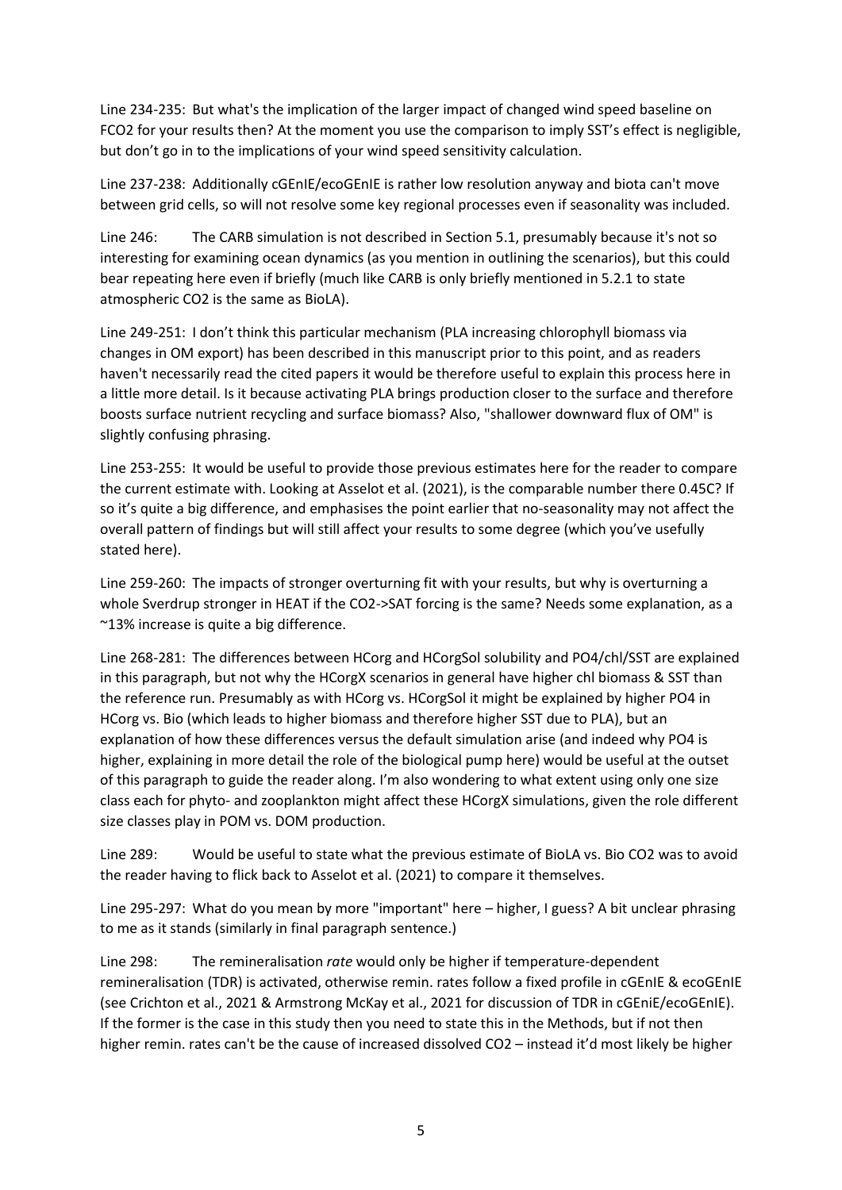Line 234-235: But what's the implication of the larger impact of changed wind speed baseline on FCO2 for your results then? At the moment you use the comparison to imply SST's effect is negligible, but don't go in to the implications of your wind speed sensitivity calculation.

Line 237-238: Additionally cGEnIE/ecoGEnIE is rather low resolution anyway and biota can't move between grid cells, so will not resolve some key regional processes even if seasonality was included.

Line 246: The CARB simulation is not described in Section 5.1, presumably because it's not so interesting for examining ocean dynamics (as you mention in outlining the scenarios), but this could bear repeating here even if briefly (much like CARB is only briefly mentioned in 5.2.1 to state atmospheric CO2 is the same as BioLA).

Line 249-251: I don't think this particular mechanism (PLA increasing chlorophyll biomass via changes in OM export) has been described in this manuscript prior to this point, and as readers haven't necessarily read the cited papers it would be therefore useful to explain this process here in a little more detail. Is it because activating PLA brings production closer to the surface and therefore boosts surface nutrient recycling and surface biomass? Also, "shallower downward flux of OM" is slightly confusing phrasing.

Line 253-255: It would be useful to provide those previous estimates here for the reader to compare the current estimate with. Looking at Asselot et al. (2021), is the comparable number there 0.45C? If so it's quite a big difference, and emphasises the point earlier that no-seasonality may not affect the overall pattern of findings but will still affect your results to some degree (which you've usefully stated here).

Line 259-260: The impacts of stronger overturning fit with your results, but why is overturning a whole Sverdrup stronger in HEAT if the CO2->SAT forcing is the same? Needs some explanation, as a ~13% increase is quite a big difference.

Line 268-281: The differences between HCorg and HCorgSol solubility and PO4/chl/SST are explained in this paragraph, but not why the HCorgX scenarios in general have higher chl biomass & SST than the reference run. Presumably as with HCorg vs. HCorgSol it might be explained by higher PO4 in HCorg vs. Bio (which leads to higher biomass and therefore higher SST due to PLA), but an explanation of how these differences versus the default simulation arise (and indeed why PO4 is higher, explaining in more detail the role of the biological pump here) would be useful at the outset of this paragraph to guide the reader along. I'm also wondering to what extent using only one size class each for phyto- and zooplankton might affect these HCorgX simulations, given the role different size classes play in POM vs. DOM production.

Line 289: Would be useful to state what the previous estimate of BioLA vs. Bio CO2 was to avoid the reader having to flick back to Asselot et al. (2021) to compare it themselves.

Line 295-297: What do you mean by more "important" here – higher, I guess? A bit unclear phrasing to me as it stands (similarly in final paragraph sentence.)

Line 298: The remineralisation *rate* would only be higher if temperature-dependent remineralisation (TDR) is activated, otherwise remin. rates follow a fixed profile in cGEnIE & ecoGEnIE (see Crichton et al., 2021 & Armstrong McKay et al., 2021 for discussion of TDR in cGEniE/ecoGEnIE). If the former is the case in this study then you need to state this in the Methods, but if not then higher remin. rates can't be the cause of increased dissolved CO2 – instead it'd most likely be higher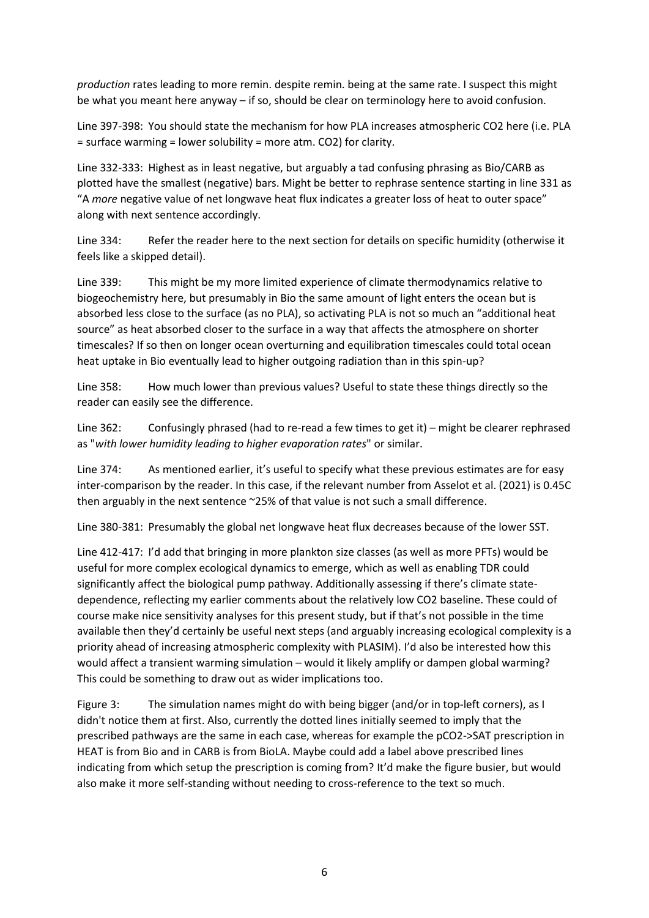*production* rates leading to more remin. despite remin. being at the same rate. I suspect this might be what you meant here anyway – if so, should be clear on terminology here to avoid confusion.

Line 397-398: You should state the mechanism for how PLA increases atmospheric $CO_2$ here (i.e. PLA = surface warming = lower solubility = more atm. $CO_2$) for clarity.

Line 332-333: Highest as in least negative, but arguably a tad confusing phrasing as Bio/CARB as plotted have the smallest (negative) bars. Might be better to rephrase sentence starting in line 331 as "A *more* negative value of net longwave heat flux indicates a greater loss of heat to outer space" along with next sentence accordingly.

Line 334: Refer the reader here to the next section for details on specific humidity (otherwise it feels like a skipped detail).

Line 339: This might be my more limited experience of climate thermodynamics relative to biogeochemistry here, but presumably in Bio the same amount of light enters the ocean but is absorbed less close to the surface (as no PLA), so activating PLA is not so much an "additional heat source" as heat absorbed closer to the surface in a way that affects the atmosphere on shorter timescales? If so then on longer ocean overturning and equilibration timescales could total ocean heat uptake in Bio eventually lead to higher outgoing radiation than in this spin-up?

Line 358: How much lower than previous values? Useful to state these things directly so the reader can easily see the difference.

Line 362: Confusingly phrased (had to re-read a few times to get it) – might be clearer rephrased as "*with lower humidity leading to higher evaporation rates*" or similar.

Line 374: As mentioned earlier, it's useful to specify what these previous estimates are for easy inter-comparison by the reader. In this case, if the relevant number from Asselot et al. (2021) is 0.45C then arguably in the next sentence ~25% of that value is not such a small difference.

Line 380-381: Presumably the global net longwave heat flux decreases because of the lower SST.

Line 412-417: I'd add that bringing in more plankton size classes (as well as more PFTs) would be useful for more complex ecological dynamics to emerge, which as well as enabling TDR could significantly affect the biological pump pathway. Additionally assessing if there's climate state-dependence, reflecting my earlier comments about the relatively low $CO_2$ baseline. These could of course make nice sensitivity analyses for this present study, but if that's not possible in the time available then they'd certainly be useful next steps (and arguably increasing ecological complexity is a priority ahead of increasing atmospheric complexity with PLASIM). I'd also be interested how this would affect a transient warming simulation – would it likely amplify or dampen global warming? This could be something to draw out as wider implications too.

Figure 3: The simulation names might do with being bigger (and/or in top-left corners), as I didn't notice them at first. Also, currently the dotted lines initially seemed to imply that the prescribed pathways are the same in each case, whereas for example the pCO2->SAT prescription in HEAT is from Bio and in CARB is from BioLA. Maybe could add a label above prescribed lines indicating from which setup the prescription is coming from? It'd make the figure busier, but would also make it more self-standing without needing to cross-reference to the text so much.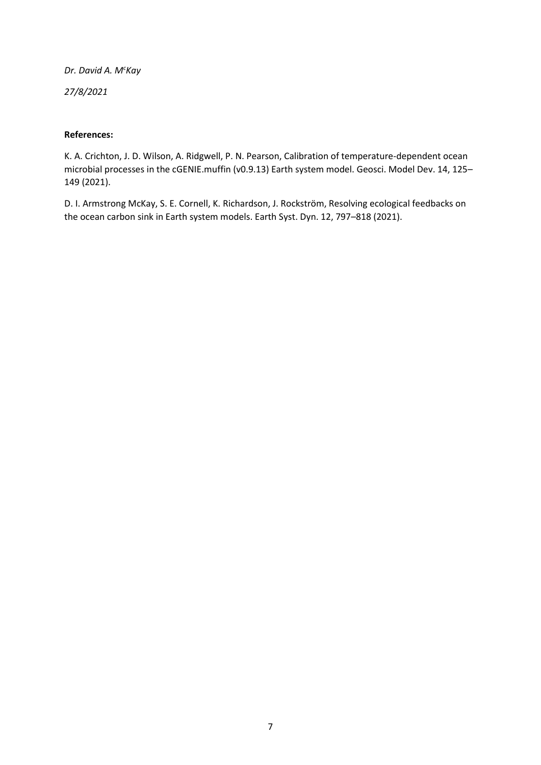*Dr. David A. M[c]Kay*

*27/8/2021*

**References:**

K. A. Crichton, J. D. Wilson, A. Ridgwell, P. N. Pearson, Calibration of temperature-dependent ocean microbial processes in the cGENIE.muffin (v0.9.13) Earth system model. Geosci. Model Dev. 14, 125–149 (2021).

D. I. Armstrong McKay, S. E. Cornell, K. Richardson, J. Rockström, Resolving ecological feedbacks on the ocean carbon sink in Earth system models. Earth Syst. Dyn. 12, 797–818 (2021).